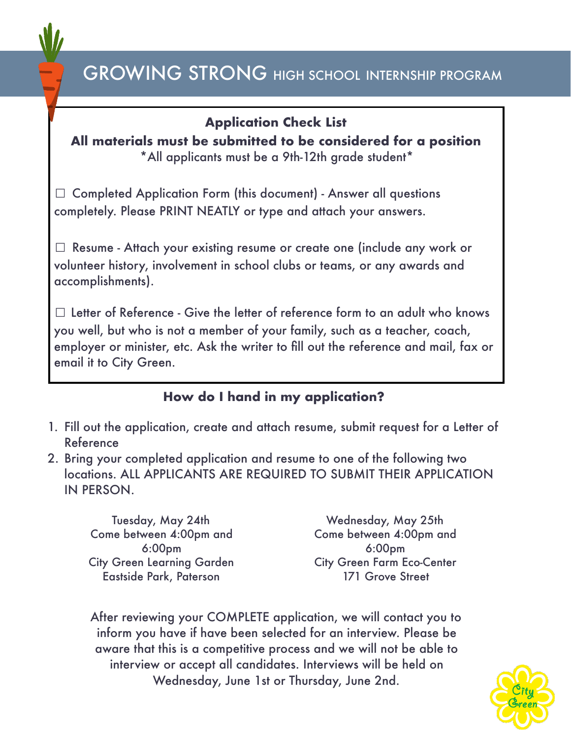# GROWING STRONG HIGH SCHOOL INTERNSHIP PROGRAM

### Application Check List

**All materials must be submitted to be considered for a position**

*All applicants must be a 9th-12th grade student*

☐ Completed Application Form (this document) - Answer all questions completely. Please PRINT NEATLY or type and attach your answers.

☐ Resume - Attach your existing resume or create one (include any work or volunteer history, involvement in school clubs or teams, or any awards and accomplishments).

☐ Letter of Reference - Give the letter of reference form to an adult who knows you well, but who is not a member of your family, such as a teacher, coach, employer or minister, etc. Ask the writer to fill out the reference and mail, fax or email it to City Green.

### How do I hand in my application?

1. Fill out the application, create and attach resume, submit request for a Letter of Reference
2. Bring your completed application and resume to one of the following two locations. ALL APPLICANTS ARE REQUIRED TO SUBMIT THEIR APPLICATION IN PERSON.

Tuesday, May 24th
Come between 4:00pm and 6:00pm
City Green Learning Garden
Eastside Park, Paterson

Wednesday, May 25th
Come between 4:00pm and 6:00pm
City Green Farm Eco-Center
171 Grove Street

After reviewing your COMPLETE application, we will contact you to inform you have if have been selected for an interview. Please be aware that this is a competitive process and we will not be able to interview or accept all candidates. Interviews will be held on Wednesday, June 1st or Thursday, June 2nd.

City Green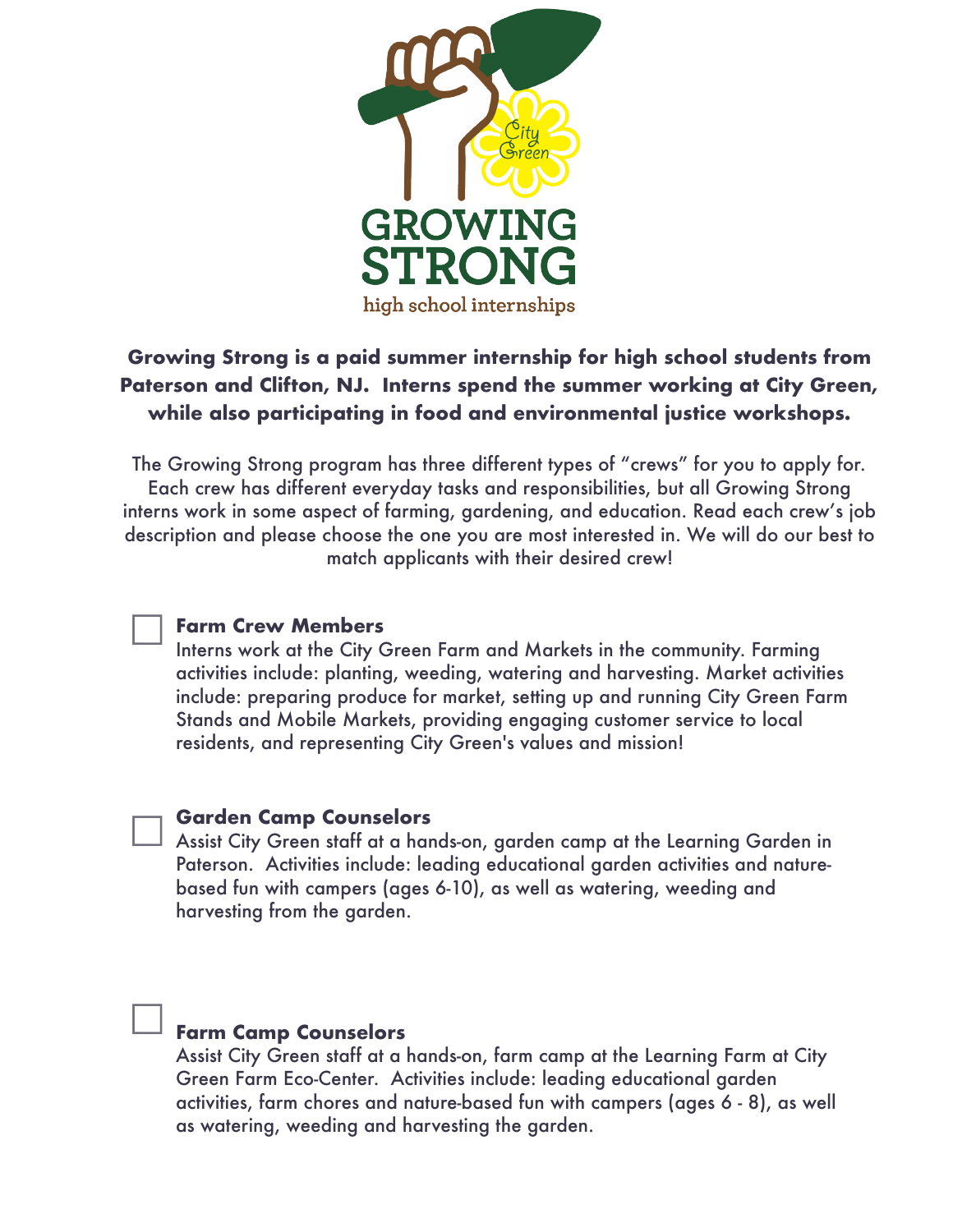# GROWING STRONG

high school internships

**Growing Strong is a paid summer internship for high school students from Paterson and Clifton, NJ. Interns spend the summer working at City Green, while also participating in food and environmental justice workshops.**

The Growing Strong program has three different types of "crews" for you to apply for. Each crew has different everyday tasks and responsibilities, but all Growing Strong interns work in some aspect of farming, gardening, and education. Read each crew's job description and please choose the one you are most interested in. We will do our best to match applicants with their desired crew!

- [ ] **Farm Crew Members**
  Interns work at the City Green Farm and Markets in the community. Farming activities include: planting, weeding, watering and harvesting. Market activities include: preparing produce for market, setting up and running City Green Farm Stands and Mobile Markets, providing engaging customer service to local residents, and representing City Green's values and mission!

- [ ] **Garden Camp Counselors**
  Assist City Green staff at a hands-on, garden camp at the Learning Garden in Paterson. Activities include: leading educational garden activities and nature-based fun with campers (ages 6-10), as well as watering, weeding and harvesting from the garden.

- [ ] **Farm Camp Counselors**
  Assist City Green staff at a hands-on, farm camp at the Learning Farm at City Green Farm Eco-Center. Activities include: leading educational garden activities, farm chores and nature-based fun with campers (ages 6 - 8), as well as watering, weeding and harvesting the garden.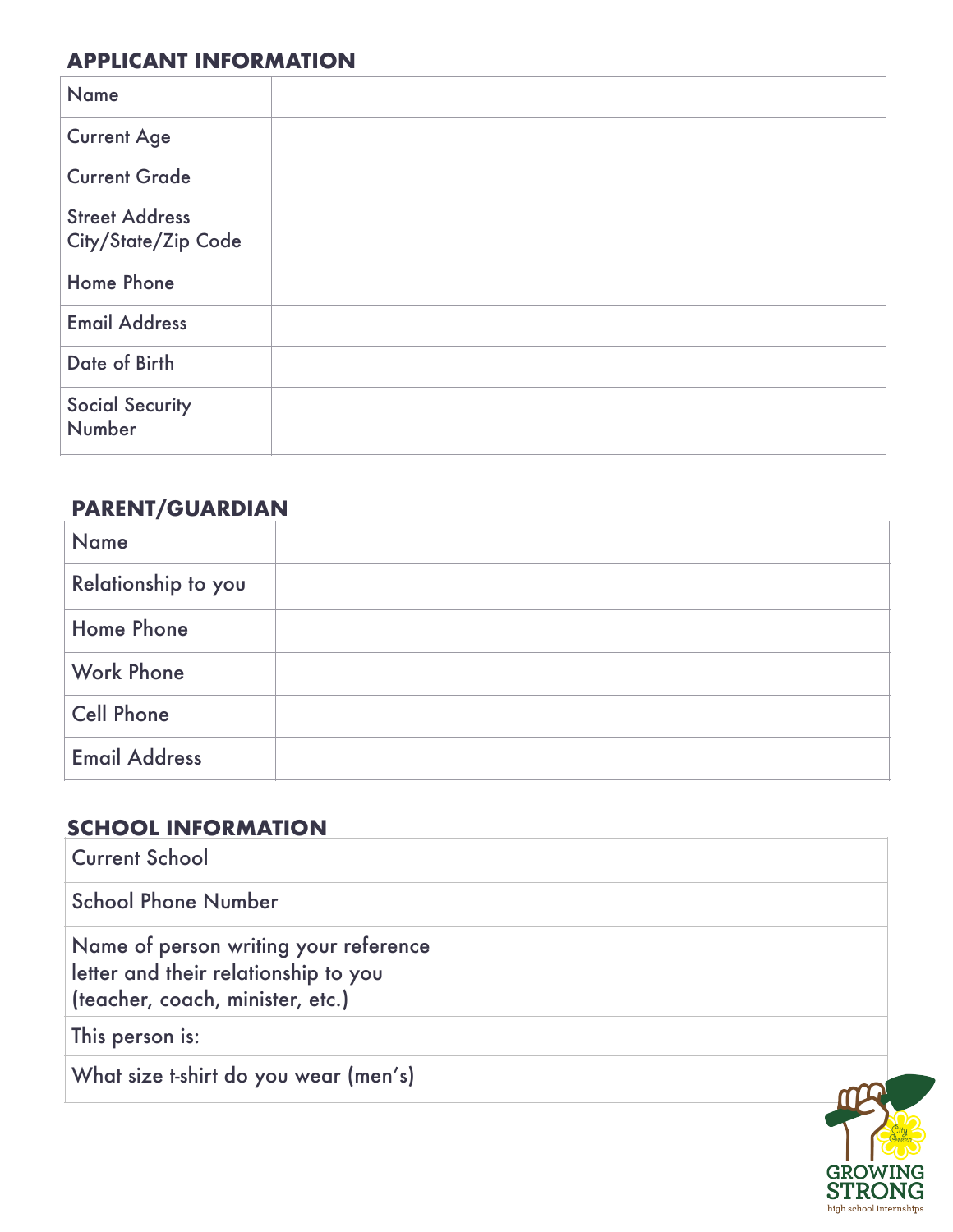## APPLICANT INFORMATION

| | |
|---|---|
| Name | |
| Current Age | |
| Current Grade | |
| Street Address City/State/Zip Code | |
| Home Phone | |
| Email Address | |
| Date of Birth | |
| Social Security Number | |

## PARENT/GUARDIAN

| | |
|---|---|
| Name | |
| Relationship to you | |
| Home Phone | |
| Work Phone | |
| Cell Phone | |
| Email Address | |

## SCHOOL INFORMATION

| | |
|---|---|
| Current School | |
| School Phone Number | |
| Name of person writing your reference letter and their relationship to you (teacher, coach, minister, etc.) | |
| This person is: | |
| What size t-shirt do you wear (men's) | |

City Green
GROWING STRONG
high school internships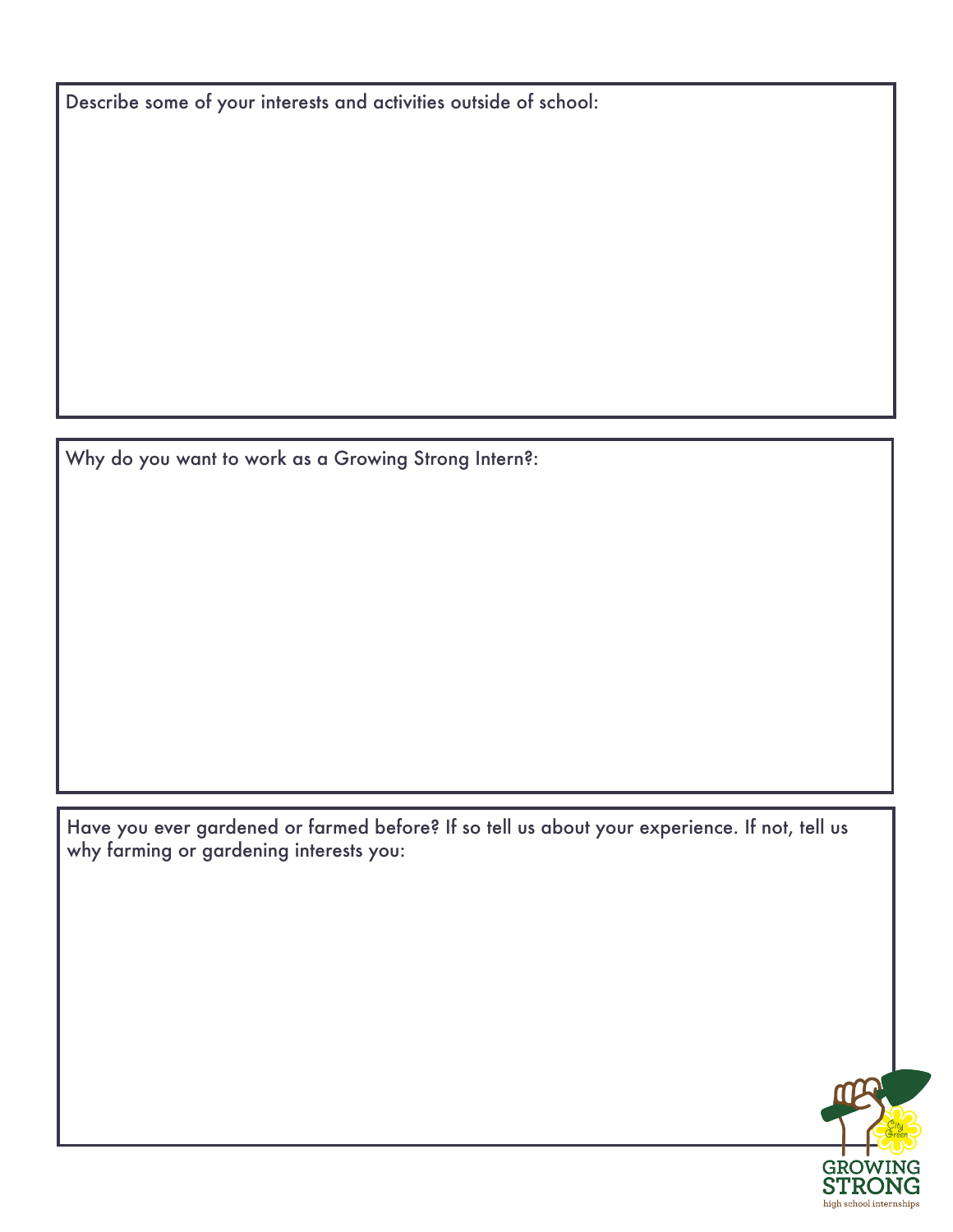Describe some of your interests and activities outside of school:

Why do you want to work as a Growing Strong Intern?:

Have you ever gardened or farmed before? If so tell us about your experience. If not, tell us why farming or gardening interests you:

GROWING STRONG
high school internships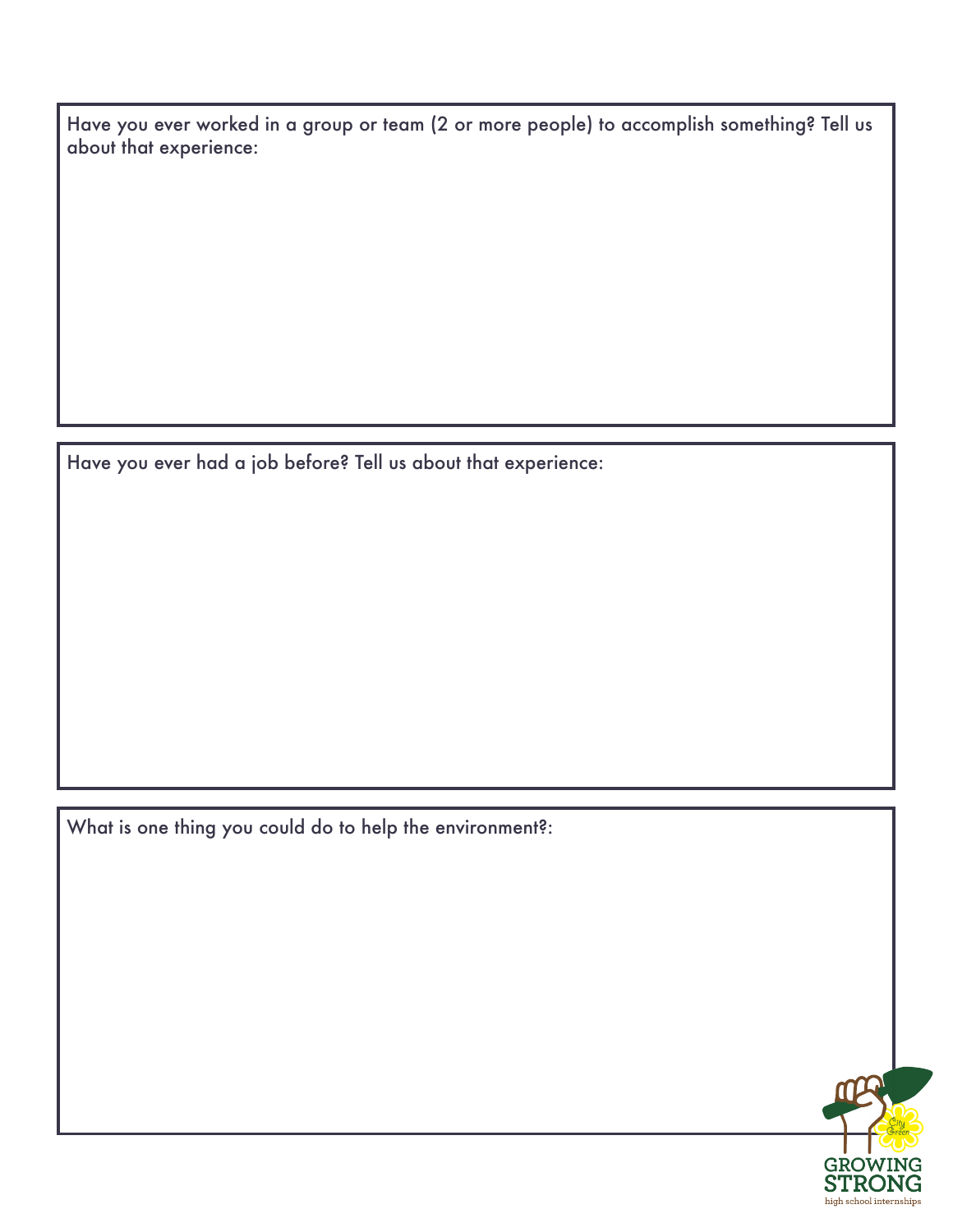Have you ever worked in a group or team (2 or more people) to accomplish something? Tell us about that experience:

Have you ever had a job before? Tell us about that experience:

What is one thing you could do to help the environment?:

City Green

GROWING STRONG

high school internships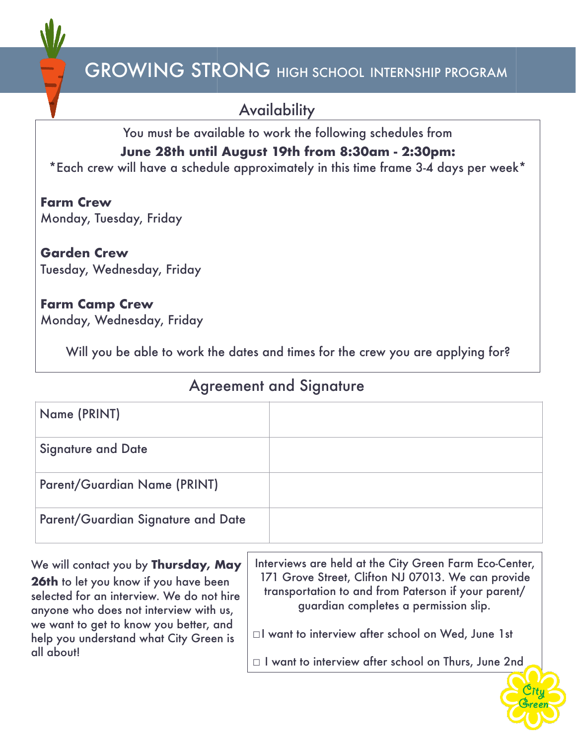# GROWING STRONG HIGH SCHOOL INTERNSHIP PROGRAM

## Availability

You must be available to work the following schedules from

**June 28th until August 19th from 8:30am - 2:30pm:**

*Each crew will have a schedule approximately in this time frame 3-4 days per week*

**Farm Crew**
Monday, Tuesday, Friday

**Garden Crew**
Tuesday, Wednesday, Friday

**Farm Camp Crew**
Monday, Wednesday, Friday

Will you be able to work the dates and times for the crew you are applying for?

## Agreement and Signature

| Name (PRINT) | |
|---|---|
| Signature and Date | |
| Parent/Guardian Name (PRINT) | |
| Parent/Guardian Signature and Date | |

We will contact you by **Thursday, May 26th** to let you know if you have been selected for an interview. We do not hire anyone who does not interview with us, we want to get to know you better, and help you understand what City Green is all about!

Interviews are held at the City Green Farm Eco-Center, 171 Grove Street, Clifton NJ 07013. We can provide transportation to and from Paterson if your parent/guardian completes a permission slip.

□ I want to interview after school on Wed, June 1st

□ I want to interview after school on Thurs, June 2nd

City Green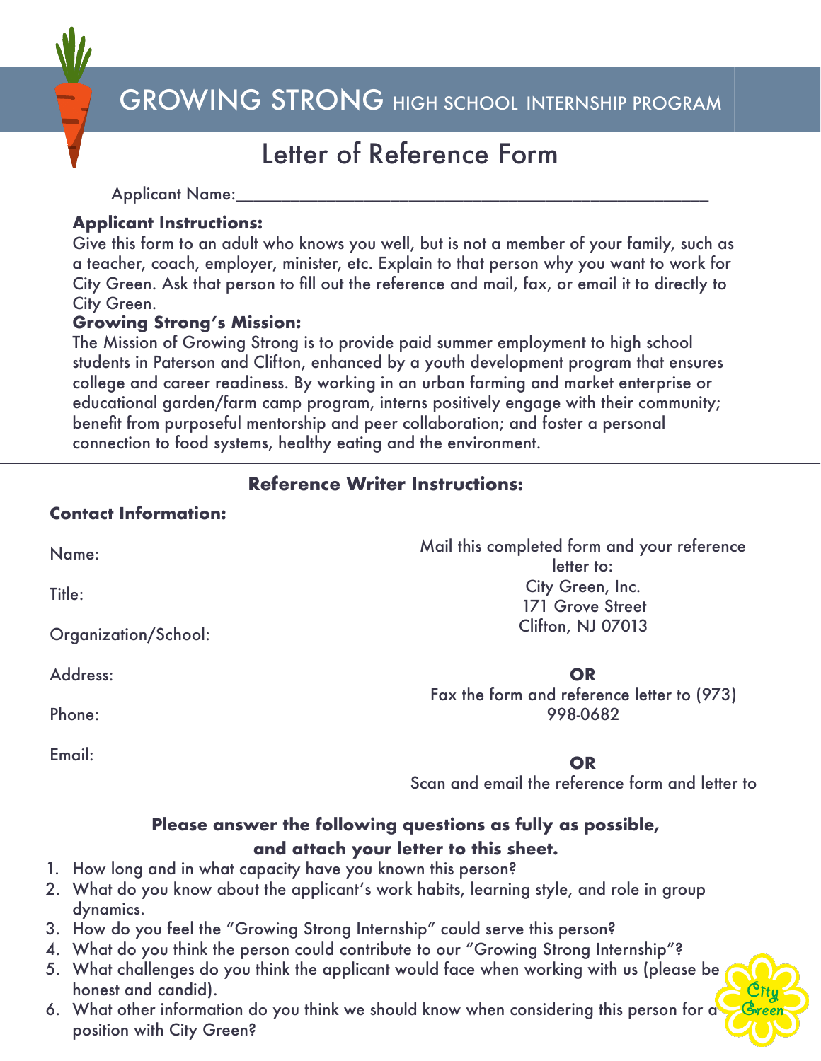# GROWING STRONG HIGH SCHOOL INTERNSHIP PROGRAM

## Letter of Reference Form

Applicant Name:______________________________________________________

**Applicant Instructions:**
Give this form to an adult who knows you well, but is not a member of your family, such as a teacher, coach, employer, minister, etc. Explain to that person why you want to work for City Green. Ask that person to fill out the reference and mail, fax, or email it to directly to City Green.

**Growing Strong's Mission:**
The Mission of Growing Strong is to provide paid summer employment to high school students in Paterson and Clifton, enhanced by a youth development program that ensures college and career readiness. By working in an urban farming and market enterprise or educational garden/farm camp program, interns positively engage with their community; benefit from purposeful mentorship and peer collaboration; and foster a personal connection to food systems, healthy eating and the environment.

---

### Reference Writer Instructions:

**Contact Information:**

Name:

Title:

Organization/School:

Address:

Phone:

Email:

Mail this completed form and your reference letter to:
City Green, Inc.
171 Grove Street
Clifton, NJ 07013

**OR**

Fax the form and reference letter to (973) 998-0682

**OR**

Scan and email the reference form and letter to

**Please answer the following questions as fully as possible, and attach your letter to this sheet.**

1. How long and in what capacity have you known this person?
2. What do you know about the applicant's work habits, learning style, and role in group dynamics.
3. How do you feel the "Growing Strong Internship" could serve this person?
4. What do you think the person could contribute to our "Growing Strong Internship"?
5. What challenges do you think the applicant would face when working with us (please be honest and candid).
6. What other information do you think we should know when considering this person for a position with City Green?